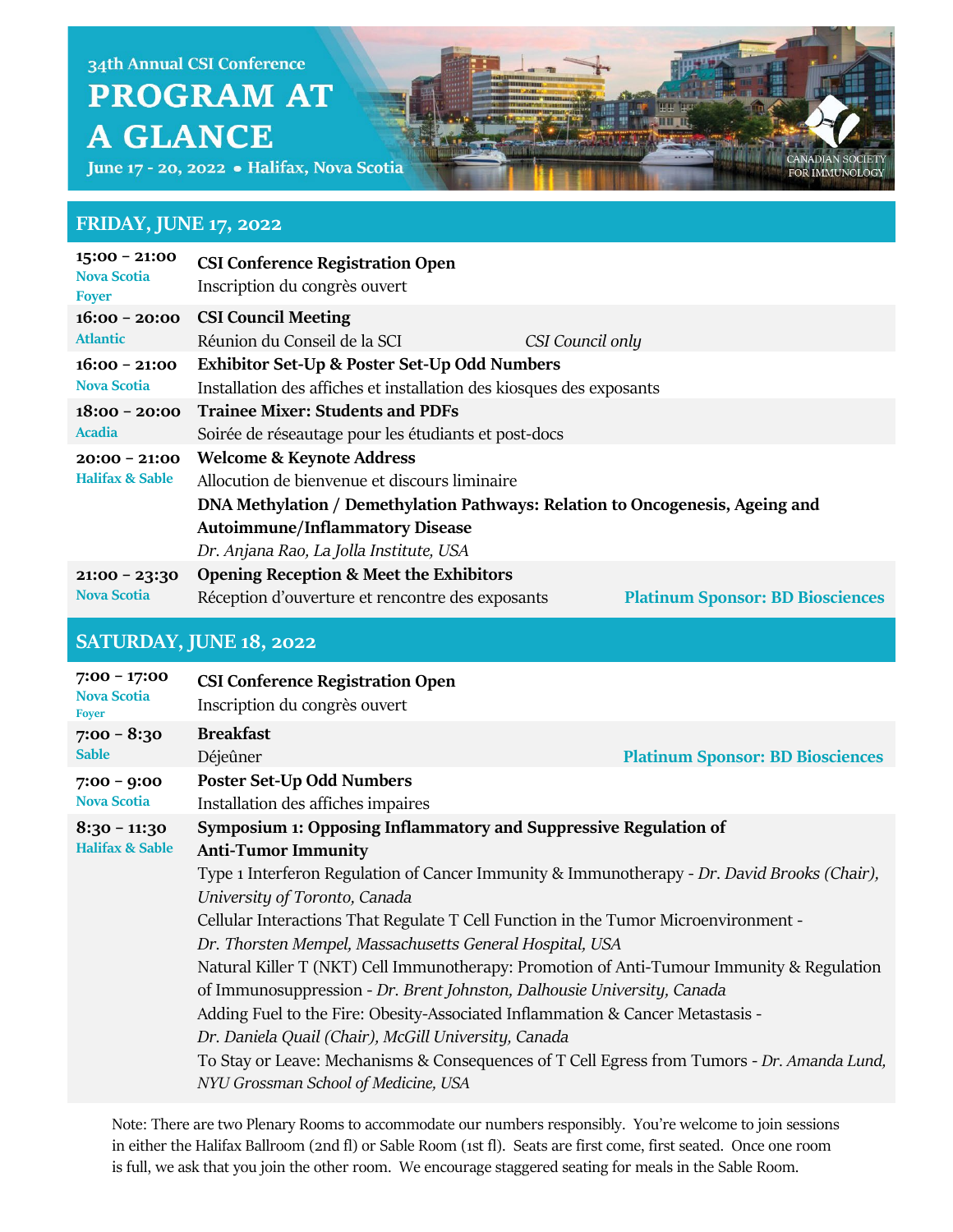34th Annual CSI Conference

# PROGRAM AT A GLANCE

**June 17 - 20, 2022 • Halifax, Nova Scotia**

CANADIAN SOCIETY FOR IMMUNOLOGY

## FRIDAY, JUNE 17, 2022

| Time / Location | Event |
|---|---|
| **15:00 – 21:00** Nova Scotia Foyer | **CSI Conference Registration Open** Inscription du congrès ouvert |
| **16:00 – 20:00** Atlantic | **CSI Council Meeting** Réunion du Conseil de la SCI *CSI Council only* |
| **16:00 – 21:00** Nova Scotia | **Exhibitor Set-Up & Poster Set-Up Odd Numbers** Installation des affiches et installation des kiosques des exposants |
| **18:00 – 20:00** Acadia | **Trainee Mixer: Students and PDFs** Soirée de réseautage pour les étudiants et post-docs |
| **20:00 – 21:00** Halifax & Sable | **Welcome & Keynote Address** Allocution de bienvenue et discours liminaire **DNA Methylation / Demethylation Pathways: Relation to Oncogenesis, Ageing and Autoimmune/Inflammatory Disease** *Dr. Anjana Rao, La Jolla Institute, USA* |
| **21:00 – 23:30** Nova Scotia | **Opening Reception & Meet the Exhibitors** Réception d'ouverture et rencontre des exposants **Platinum Sponsor: BD Biosciences** |

## SATURDAY, JUNE 18, 2022

| Time / Location | Event |
|---|---|
| **7:00 – 17:00** Nova Scotia Foyer | **CSI Conference Registration Open** Inscription du congrès ouvert |
| **7:00 – 8:30** Sable | **Breakfast** Déjeûner **Platinum Sponsor: BD Biosciences** |
| **7:00 – 9:00** Nova Scotia | **Poster Set-Up Odd Numbers** Installation des affiches impaires |
| **8:30 – 11:30** Halifax & Sable | **Symposium 1: Opposing Inflammatory and Suppressive Regulation of Anti-Tumor Immunity** Type 1 Interferon Regulation of Cancer Immunity & Immunotherapy - *Dr. David Brooks (Chair), University of Toronto, Canada* Cellular Interactions That Regulate T Cell Function in the Tumor Microenvironment - *Dr. Thorsten Mempel, Massachusetts General Hospital, USA* Natural Killer T (NKT) Cell Immunotherapy: Promotion of Anti-Tumour Immunity & Regulation of Immunosuppression - *Dr. Brent Johnston, Dalhousie University, Canada* Adding Fuel to the Fire: Obesity-Associated Inflammation & Cancer Metastasis - *Dr. Daniela Quail (Chair), McGill University, Canada* To Stay or Leave: Mechanisms & Consequences of T Cell Egress from Tumors - *Dr. Amanda Lund, NYU Grossman School of Medicine, USA* |

Note: There are two Plenary Rooms to accommodate our numbers responsibly. You're welcome to join sessions in either the Halifax Ballroom (2nd fl) or Sable Room (1st fl). Seats are first come, first seated. Once one room is full, we ask that you join the other room. We encourage staggered seating for meals in the Sable Room.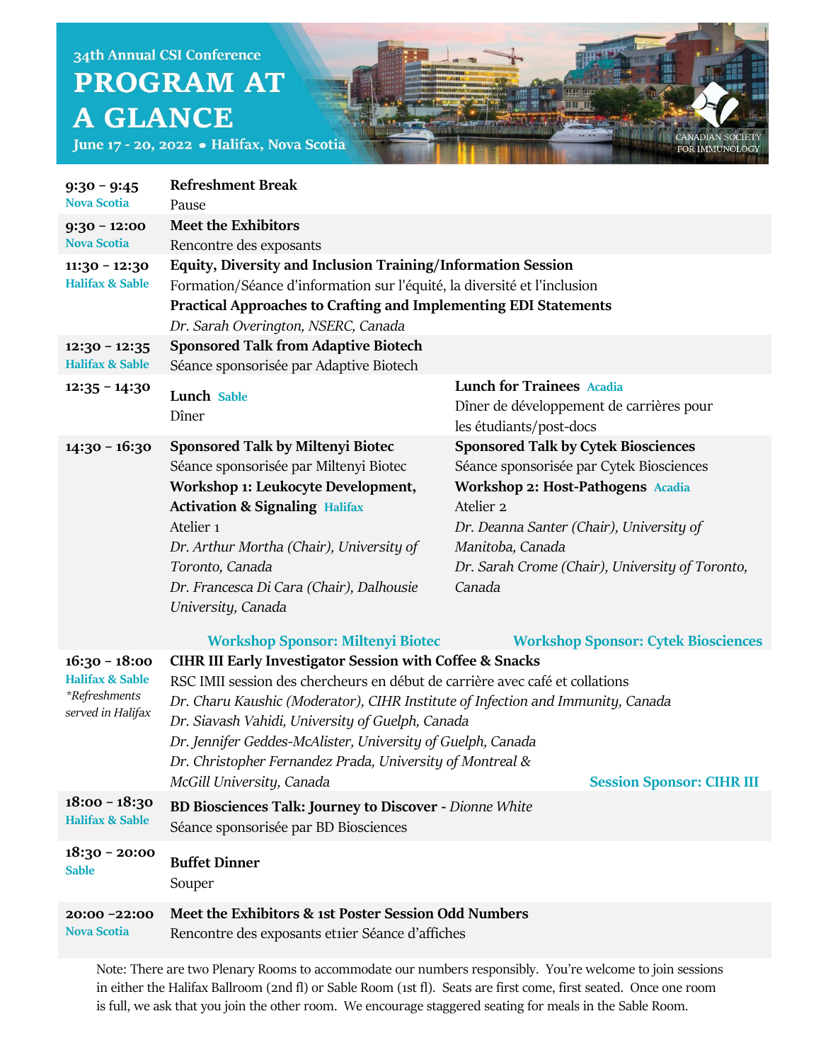34th Annual CSI Conference

# PROGRAM AT A GLANCE

June 17 - 20, 2022 • Halifax, Nova Scotia

CANADIAN SOCIETY FOR IMMUNOLOGY

| Time / Room | Session | |
|---|---|---|
| **9:30 – 9:45** Nova Scotia | **Refreshment Break** Pause | |
| **9:30 – 12:00** Nova Scotia | **Meet the Exhibitors** Rencontre des exposants | |
| **11:30 – 12:30** Halifax & Sable | **Equity, Diversity and Inclusion Training/Information Session** Formation/Séance d'information sur l'équité, la diversité et l'inclusion **Practical Approaches to Crafting and Implementing EDI Statements** *Dr. Sarah Overington, NSERC, Canada* | |
| **12:30 – 12:35** Halifax & Sable | **Sponsored Talk from Adaptive Biotech** Séance sponsorisée par Adaptive Biotech | |
| **12:35 – 14:30** | **Lunch** Sable Dîner | **Lunch for Trainees** Acadia Dîner de développement de carrières pour les étudiants/post-docs |
| **14:30 – 16:30** | **Sponsored Talk by Miltenyi Biotec** Séance sponsorisée par Miltenyi Biotec **Workshop 1: Leukocyte Development, Activation & Signaling** Halifax Atelier 1 *Dr. Arthur Mortha (Chair), University of Toronto, Canada* *Dr. Francesca Di Cara (Chair), Dalhousie University, Canada* Workshop Sponsor: Miltenyi Biotec | **Sponsored Talk by Cytek Biosciences** Séance sponsorisée par Cytek Biosciences **Workshop 2: Host-Pathogens** Acadia Atelier 2 *Dr. Deanna Santer (Chair), University of Manitoba, Canada* *Dr. Sarah Crome (Chair), University of Toronto, Canada* Workshop Sponsor: Cytek Biosciences |
| **16:30 – 18:00** Halifax & Sable *\*Refreshments served in Halifax* | **CIHR III Early Investigator Session with Coffee & Snacks** RSC IMII session des chercheurs en début de carrière avec café et collations *Dr. Charu Kaushic (Moderator), CIHR Institute of Infection and Immunity, Canada* *Dr. Siavash Vahidi, University of Guelph, Canada* *Dr. Jennifer Geddes-McAlister, University of Guelph, Canada* *Dr. Christopher Fernandez Prada, University of Montreal & McGill University, Canada* Session Sponsor: CIHR III | |
| **18:00 – 18:30** Halifax & Sable | **BD Biosciences Talk: Journey to Discover** - *Dionne White* Séance sponsorisée par BD Biosciences | |
| **18:30 – 20:00** Sable | **Buffet Dinner** Souper | |
| **20:00 –22:00** Nova Scotia | **Meet the Exhibitors & 1st Poster Session Odd Numbers** Rencontre des exposants et1ier Séance d'affiches | |

Note: There are two Plenary Rooms to accommodate our numbers responsibly. You're welcome to join sessions in either the Halifax Ballroom (2nd fl) or Sable Room (1st fl). Seats are first come, first seated. Once one room is full, we ask that you join the other room. We encourage staggered seating for meals in the Sable Room.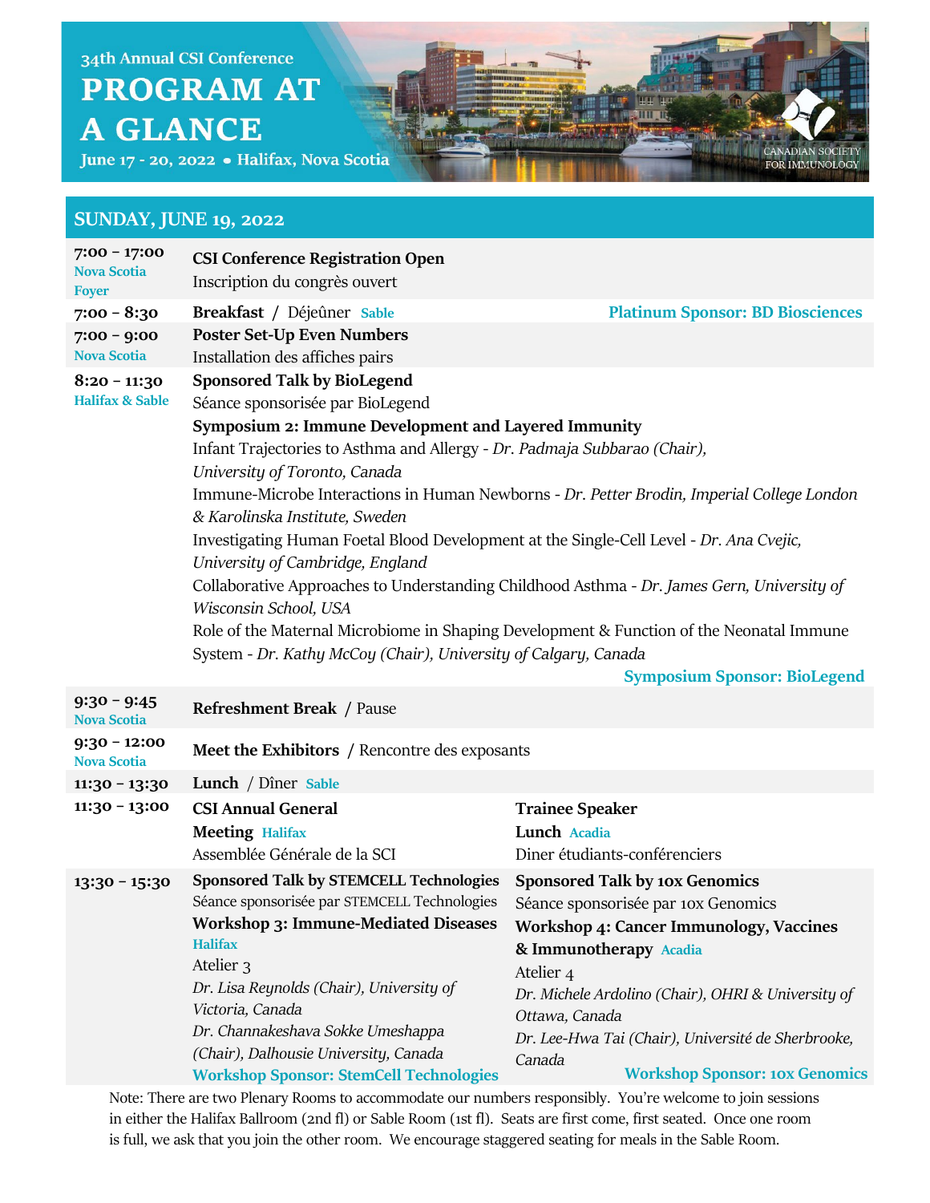34th Annual CSI Conference

# PROGRAM AT A GLANCE

June 17 - 20, 2022 • Halifax, Nova Scotia

CANADIAN SOCIETY FOR IMMUNOLOGY

## SUNDAY, JUNE 19, 2022

**7:00 – 17:00** — Nova Scotia Foyer
**CSI Conference Registration Open**
Inscription du congrès ouvert

**7:00 – 8:30**
**Breakfast** / Déjeûner — Sable
Platinum Sponsor: BD Biosciences

**7:00 – 9:00** — Nova Scotia
**Poster Set-Up Even Numbers**
Installation des affiches pairs

**8:20 – 11:30** — Halifax & Sable
**Sponsored Talk by BioLegend**
Séance sponsorisée par BioLegend

**Symposium 2: Immune Development and Layered Immunity**

- Infant Trajectories to Asthma and Allergy - *Dr. Padmaja Subbarao (Chair), University of Toronto, Canada*
- Immune-Microbe Interactions in Human Newborns - *Dr. Petter Brodin, Imperial College London & Karolinska Institute, Sweden*
- Investigating Human Foetal Blood Development at the Single-Cell Level - *Dr. Ana Cvejic, University of Cambridge, England*
- Collaborative Approaches to Understanding Childhood Asthma - *Dr. James Gern, University of Wisconsin School, USA*
- Role of the Maternal Microbiome in Shaping Development & Function of the Neonatal Immune System - *Dr. Kathy McCoy (Chair), University of Calgary, Canada*

Symposium Sponsor: BioLegend

**9:30 – 9:45** — Nova Scotia
**Refreshment Break** / Pause

**9:30 – 12:00** — Nova Scotia
**Meet the Exhibitors** / Rencontre des exposants

**11:30 – 13:30**
**Lunch** / Dîner — Sable

**11:30 – 13:00**

- **CSI Annual General Meeting** — Halifax
  Assemblée Générale de la SCI
- **Trainee Speaker Lunch** — Acadia
  Diner étudiants-conférenciers

**13:30 – 15:30**

**Sponsored Talk by STEMCELL Technologies**
Séance sponsorisée par STEMCELL Technologies
**Workshop 3: Immune-Mediated Diseases** — Halifax
Atelier 3
*Dr. Lisa Reynolds (Chair), University of Victoria, Canada*
*Dr. Channakeshava Sokke Umeshappa (Chair), Dalhousie University, Canada*
Workshop Sponsor: StemCell Technologies

**Sponsored Talk by 10x Genomics**
Séance sponsorisée par 10x Genomics
**Workshop 4: Cancer Immunology, Vaccines & Immunotherapy** — Acadia
Atelier 4
*Dr. Michele Ardolino (Chair), OHRI & University of Ottawa, Canada*
*Dr. Lee-Hwa Tai (Chair), Université de Sherbrooke, Canada*
Workshop Sponsor: 10x Genomics

Note: There are two Plenary Rooms to accommodate our numbers responsibly. You're welcome to join sessions in either the Halifax Ballroom (2nd fl) or Sable Room (1st fl). Seats are first come, first seated. Once one room is full, we ask that you join the other room. We encourage staggered seating for meals in the Sable Room.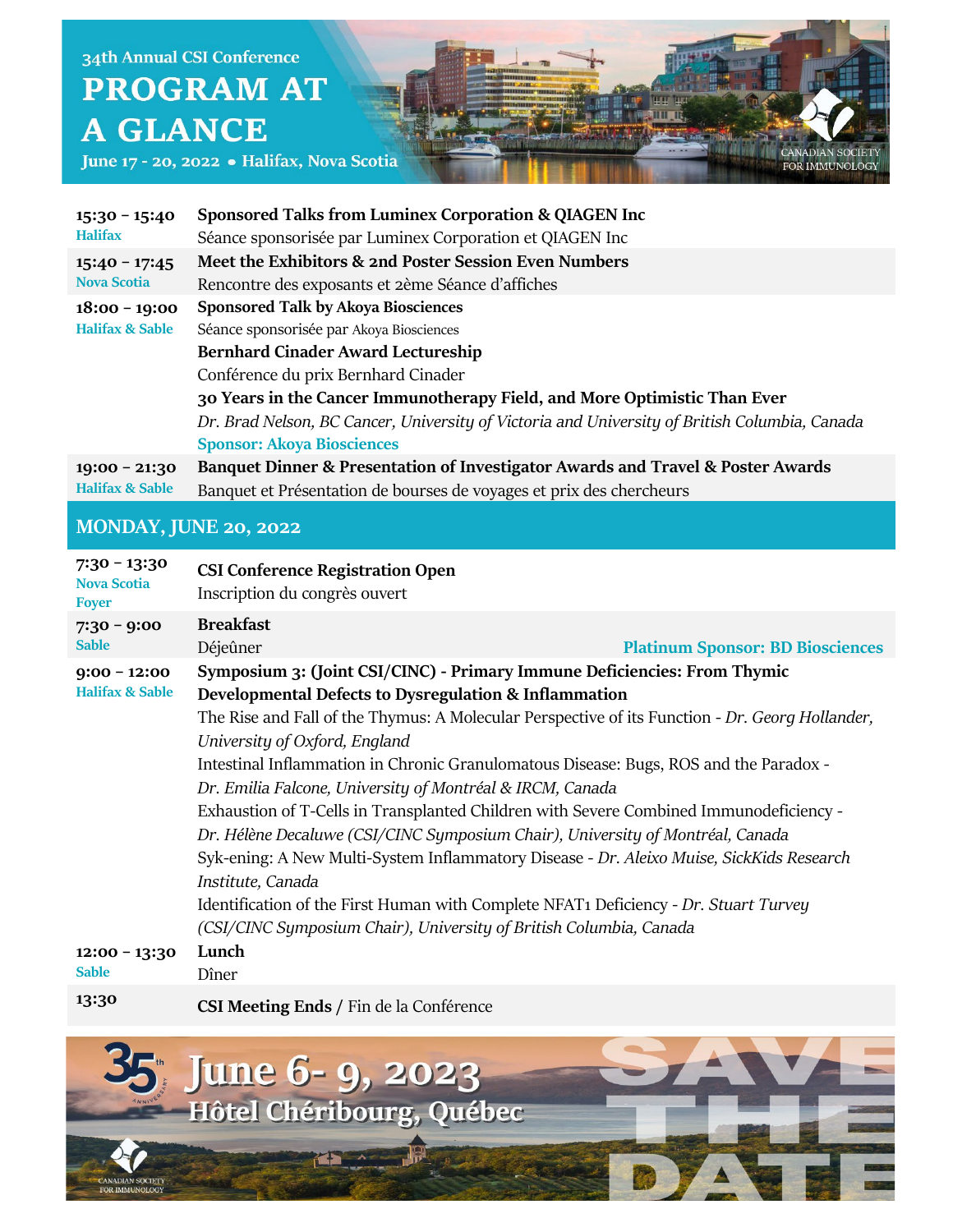34th Annual CSI Conference

# PROGRAM AT A GLANCE

June 17 - 20, 2022 • Halifax, Nova Scotia

CANADIAN SOCIETY FOR IMMUNOLOGY

| | |
|---|---|
| **15:30 – 15:40**<br>Halifax | **Sponsored Talks from Luminex Corporation & QIAGEN Inc**<br>Séance sponsorisée par Luminex Corporation et QIAGEN Inc |
| **15:40 – 17:45**<br>Nova Scotia | **Meet the Exhibitors & 2nd Poster Session Even Numbers**<br>Rencontre des exposants et 2ème Séance d'affiches |
| **18:00 – 19:00**<br>Halifax & Sable | **Sponsored Talk by Akoya Biosciences**<br>Séance sponsorisée par Akoya Biosciences<br>**Bernhard Cinader Award Lectureship**<br>Conférence du prix Bernhard Cinader<br>**30 Years in the Cancer Immunotherapy Field, and More Optimistic Than Ever**<br>*Dr. Brad Nelson, BC Cancer, University of Victoria and University of British Columbia, Canada*<br>Sponsor: Akoya Biosciences |
| **19:00 – 21:30**<br>Halifax & Sable | **Banquet Dinner & Presentation of Investigator Awards and Travel & Poster Awards**<br>Banquet et Présentation de bourses de voyages et prix des chercheurs |

## MONDAY, JUNE 20, 2022

| | |
|---|---|
| **7:30 – 13:30**<br>Nova Scotia Foyer | **CSI Conference Registration Open**<br>Inscription du congrès ouvert |
| **7:30 – 9:00**<br>Sable | **Breakfast**<br>Déjeûner — Platinum Sponsor: BD Biosciences |
| **9:00 – 12:00**<br>Halifax & Sable | **Symposium 3: (Joint CSI/CINC) - Primary Immune Deficiencies: From Thymic Developmental Defects to Dysregulation & Inflammation**<br>The Rise and Fall of the Thymus: A Molecular Perspective of its Function - *Dr. Georg Hollander, University of Oxford, England*<br>Intestinal Inflammation in Chronic Granulomatous Disease: Bugs, ROS and the Paradox - *Dr. Emilia Falcone, University of Montréal & IRCM, Canada*<br>Exhaustion of T-Cells in Transplanted Children with Severe Combined Immunodeficiency - *Dr. Hélène Decaluwe (CSI/CINC Symposium Chair), University of Montréal, Canada*<br>Syk-ening: A New Multi-System Inflammatory Disease - *Dr. Aleixo Muise, SickKids Research Institute, Canada*<br>Identification of the First Human with Complete NFAT1 Deficiency - *Dr. Stuart Turvey (CSI/CINC Symposium Chair), University of British Columbia, Canada* |
| **12:00 – 13:30**<br>Sable | **Lunch**<br>Dîner |
| **13:30** | **CSI Meeting Ends** / Fin de la Conférence |

35th Anniversary

**June 6- 9, 2023**

**Hôtel Chéribourg, Québec**

SAVE THE DATE

CANADIAN SOCIETY FOR IMMUNOLOGY